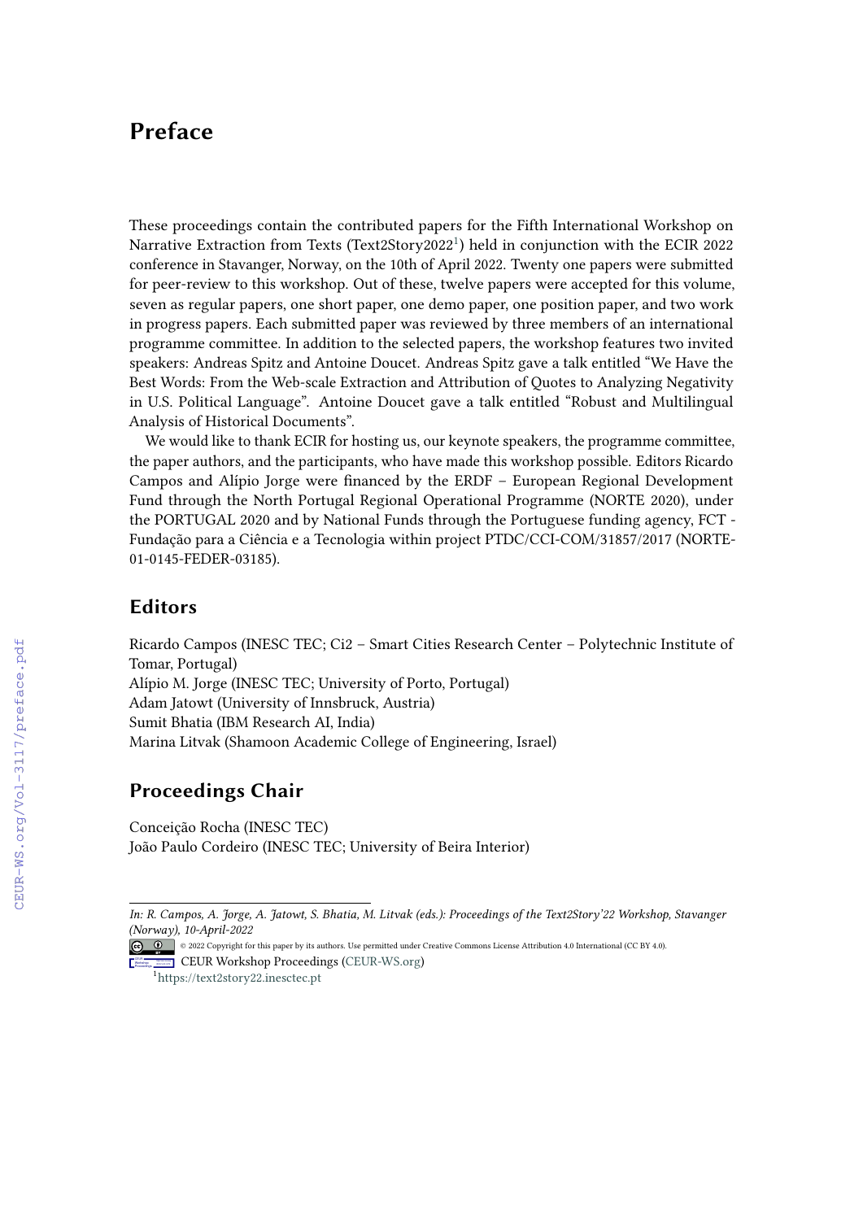# Preface

These proceedings contain the contributed papers for the Fifth International Workshop on Narrative Extraction from Texts (Text2Story2022[1]) held in conjunction with the ECIR 2022 conference in Stavanger, Norway, on the 10th of April 2022. Twenty one papers were submitted for peer-review to this workshop. Out of these, twelve papers were accepted for this volume, seven as regular papers, one short paper, one demo paper, one position paper, and two work in progress papers. Each submitted paper was reviewed by three members of an international programme committee. In addition to the selected papers, the workshop features two invited speakers: Andreas Spitz and Antoine Doucet. Andreas Spitz gave a talk entitled "We Have the Best Words: From the Web-scale Extraction and Attribution of Quotes to Analyzing Negativity in U.S. Political Language". Antoine Doucet gave a talk entitled "Robust and Multilingual Analysis of Historical Documents".

We would like to thank ECIR for hosting us, our keynote speakers, the programme committee, the paper authors, and the participants, who have made this workshop possible. Editors Ricardo Campos and Alípio Jorge were financed by the ERDF – European Regional Development Fund through the North Portugal Regional Operational Programme (NORTE 2020), under the PORTUGAL 2020 and by National Funds through the Portuguese funding agency, FCT - Fundação para a Ciência e a Tecnologia within project PTDC/CCI-COM/31857/2017 (NORTE-01-0145-FEDER-03185).

## Editors

Ricardo Campos (INESC TEC; Ci2 – Smart Cities Research Center – Polytechnic Institute of Tomar, Portugal)
Alípio M. Jorge (INESC TEC; University of Porto, Portugal)
Adam Jatowt (University of Innsbruck, Austria)
Sumit Bhatia (IBM Research AI, India)
Marina Litvak (Shamoon Academic College of Engineering, Israel)

## Proceedings Chair

Conceição Rocha (INESC TEC)
João Paulo Cordeiro (INESC TEC; University of Beira Interior)

---

*In: R. Campos, A. Jorge, A. Jatowt, S. Bhatia, M. Litvak (eds.): Proceedings of the Text2Story'22 Workshop, Stavanger (Norway), 10-April-2022*

© 2022 Copyright for this paper by its authors. Use permitted under Creative Commons License Attribution 4.0 International (CC BY 4.0).

CEUR Workshop Proceedings (CEUR-WS.org)

[1] https://text2story22.inesctec.pt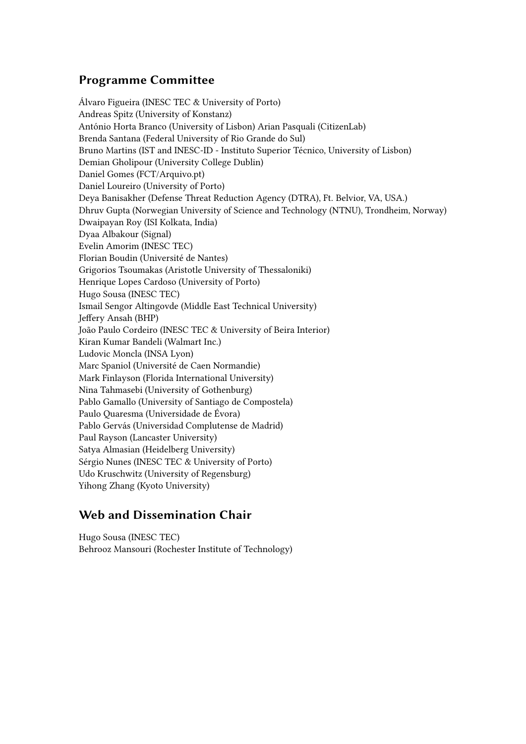## Programme Committee

Álvaro Figueira (INESC TEC & University of Porto)
Andreas Spitz (University of Konstanz)
António Horta Branco (University of Lisbon) Arian Pasquali (CitizenLab)
Brenda Santana (Federal University of Rio Grande do Sul)
Bruno Martins (IST and INESC-ID - Instituto Superior Técnico, University of Lisbon)
Demian Gholipour (University College Dublin)
Daniel Gomes (FCT/Arquivo.pt)
Daniel Loureiro (University of Porto)
Deya Banisakher (Defense Threat Reduction Agency (DTRA), Ft. Belvior, VA, USA.)
Dhruv Gupta (Norwegian University of Science and Technology (NTNU), Trondheim, Norway)
Dwaipayan Roy (ISI Kolkata, India)
Dyaa Albakour (Signal)
Evelin Amorim (INESC TEC)
Florian Boudin (Université de Nantes)
Grigorios Tsoumakas (Aristotle University of Thessaloniki)
Henrique Lopes Cardoso (University of Porto)
Hugo Sousa (INESC TEC)
Ismail Sengor Altingovde (Middle East Technical University)
Jeffery Ansah (BHP)
João Paulo Cordeiro (INESC TEC & University of Beira Interior)
Kiran Kumar Bandeli (Walmart Inc.)
Ludovic Moncla (INSA Lyon)
Marc Spaniol (Université de Caen Normandie)
Mark Finlayson (Florida International University)
Nina Tahmasebi (University of Gothenburg)
Pablo Gamallo (University of Santiago de Compostela)
Paulo Quaresma (Universidade de Évora)
Pablo Gervás (Universidad Complutense de Madrid)
Paul Rayson (Lancaster University)
Satya Almasian (Heidelberg University)
Sérgio Nunes (INESC TEC & University of Porto)
Udo Kruschwitz (University of Regensburg)
Yihong Zhang (Kyoto University)

## Web and Dissemination Chair

Hugo Sousa (INESC TEC)
Behrooz Mansouri (Rochester Institute of Technology)